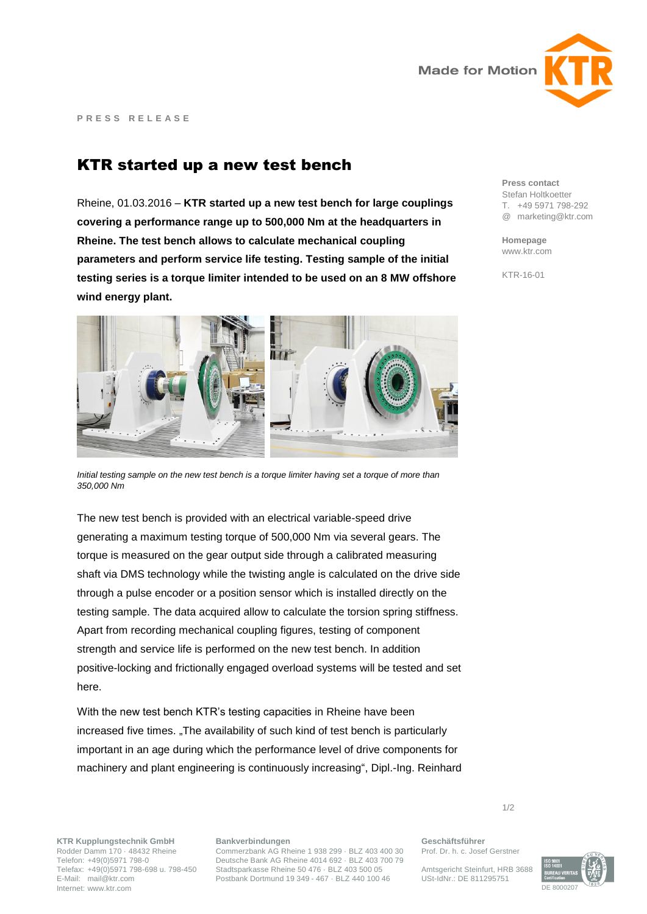PRESS RELEASE

# KTR started up a new test bench

Rheine, 01.03.2016 – **KTR started up a new test bench for large couplings covering a performance range up to 500,000 Nm at the headquarters in Rheine. The test bench allows to calculate mechanical coupling parameters and perform service life testing. Testing sample of the initial testing series is a torque limiter intended to be used on an 8 MW offshore wind energy plant.**

*Initial testing sample on the new test bench is a torque limiter having set a torque of more than 350,000 Nm*

The new test bench is provided with an electrical variable-speed drive generating a maximum testing torque of 500,000 Nm via several gears. The torque is measured on the gear output side through a calibrated measuring shaft via DMS technology while the twisting angle is calculated on the drive side through a pulse encoder or a position sensor which is installed directly on the testing sample. The data acquired allow to calculate the torsion spring stiffness. Apart from recording mechanical coupling figures, testing of component strength and service life is performed on the new test bench. In addition positive-locking and frictionally engaged overload systems will be tested and set here.

With the new test bench KTR's testing capacities in Rheine have been increased five times. „The availability of such kind of test bench is particularly important in an age during which the performance level of drive components for machinery and plant engineering is continuously increasing", Dipl.-Ing. Reinhard

**Press contact**
Stefan Holtkoetter
T. +49 5971 798-292
@ marketing@ktr.com

**Homepage**
www.ktr.com

KTR-16-01

**KTR Kupplungstechnik GmbH**
Rodder Damm 170 · 48432 Rheine
Telefon: +49(0)5971 798-0
Telefax: +49(0)5971 798-698 u. 798-450
E-Mail: mail@ktr.com
Internet: www.ktr.com

**Bankverbindungen**
Commerzbank AG Rheine 1 938 299 · BLZ 403 400 30
Deutsche Bank AG Rheine 4014 692 · BLZ 403 700 79
Stadtsparkasse Rheine 50 476 · BLZ 403 500 05
Postbank Dortmund 19 349 - 467 · BLZ 440 100 46

**Geschäftsführer**
Prof. Dr. h. c. Josef Gerstner

Amtsgericht Steinfurt, HRB 3688
USt-IdNr.: DE 811295751

DE 8000207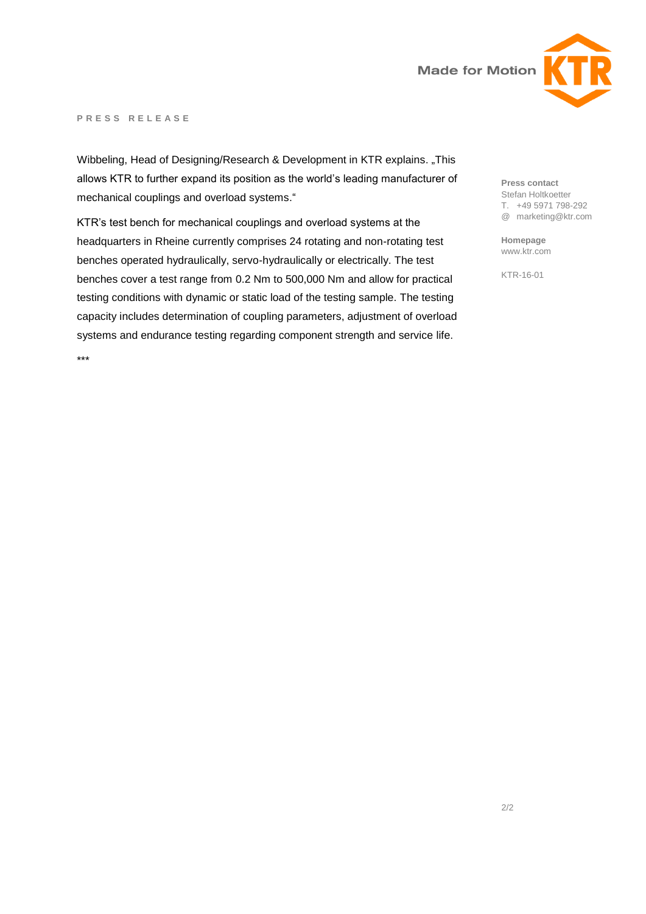PRESS RELEASE

Wibbeling, Head of Designing/Research & Development in KTR explains. „This allows KTR to further expand its position as the world's leading manufacturer of mechanical couplings and overload systems."

KTR's test bench for mechanical couplings and overload systems at the headquarters in Rheine currently comprises 24 rotating and non-rotating test benches operated hydraulically, servo-hydraulically or electrically. The test benches cover a test range from 0.2 Nm to 500,000 Nm and allow for practical testing conditions with dynamic or static load of the testing sample. The testing capacity includes determination of coupling parameters, adjustment of overload systems and endurance testing regarding component strength and service life.

***

**Press contact**
Stefan Holtkoetter
T. +49 5971 798-292
@ marketing@ktr.com

**Homepage**
www.ktr.com

KTR-16-01